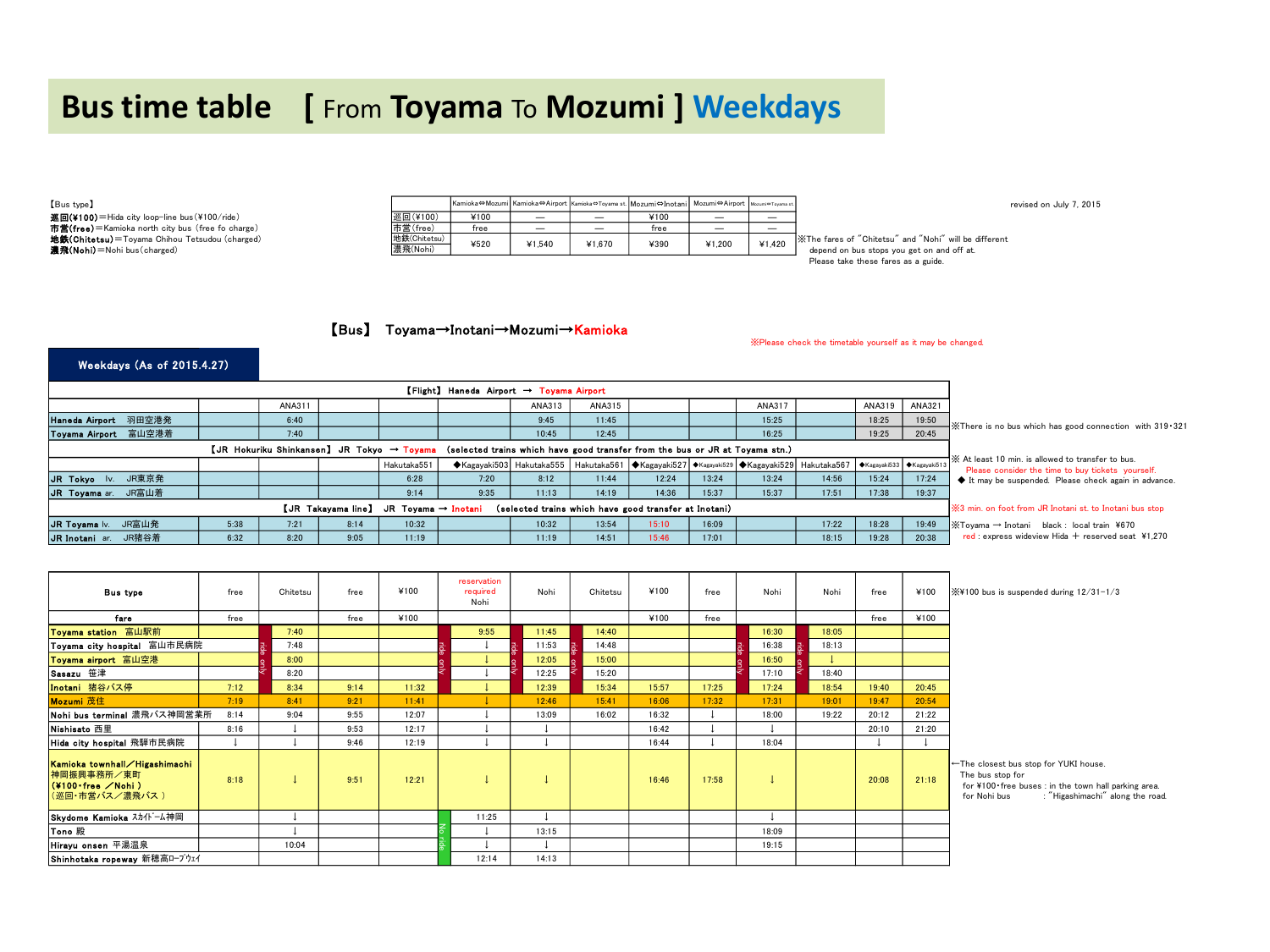# Bus time table [ From **Toyama** To **Mozumi** ] Weekdays

revised on July 7, 2015

【Bus type】
**巡回(¥100)**=Hida city loop-line bus(¥100/ride)
**市営(free)**=Kamioka north city bus (free fo charge)
**地鉄(Chitetsu)**=Toyama Chihou Tetsudou (charged)
**濃飛(Nohi)**=Nohi bus(charged)

| | Kamioka⇔Mozumi | Kamioka⇔Airport | Kamioka⇔Toyama st. | Mozumi⇔Inotani | Mozumi⇔Airport | Mozumi⇔Toyama st. |
|---|---|---|---|---|---|---|
| 巡回(¥100) | ¥100 | — | — | ¥100 | — | — |
| 市営(free) | free | — | — | free | — | — |
| 地鉄(Chitetsu) / 濃飛(Nohi) | ¥520 | ¥1,540 | ¥1,670 | ¥390 | ¥1,200 | ¥1,420 |

※The fares of "Chitetsu" and "Nohi" will be different depend on bus stops you get on and off at. Please take these fares as a guide.

## 【Bus】 Toyama→Inotani→Mozumi→Kamioka

※Please check the timetable yourself as it may be changed.

**Weekdays (As of 2015.4.27)**

### 【Flight】 Haneda Airport → Toyama Airport

| | | | | | | | | | | | | | |
|---|---|---|---|---|---|---|---|---|---|---|---|---|---|
| | | ANA311 | | | | ANA313 | ANA315 | | | ANA317 | | ANA319 | ANA321 |
| Haneda Airport 羽田空港発 | | 6:40 | | | | 9:45 | 11:45 | | | 15:25 | | 18:25 | 19:50 |
| Toyama Airport 富山空港着 | | 7:40 | | | | 10:45 | 12:45 | | | 16:25 | | 19:25 | 20:45 |

※There is no bus which has good connection with 319・321

### 【JR Hokuriku Shinkansen】 JR Tokyo → Toyama (selected trains which have good transfer from the bus or JR at Toyama stn.)

| | | | | | | | | | | | | | |
|---|---|---|---|---|---|---|---|---|---|---|---|---|---|
| | | | | Hakutaka551 | ◆Kagayaki503 | Hakutaka555 | Hakutaka561 | ◆Kagayaki527 | ◆Kagayaki529 | ◆Kagayaki529 | Hakutaka567 | ◆Kagayaki533 | ◆Kagayaki513 |
| JR Tokyo lv. JR東京発 | | | | 6:28 | 7:20 | 8:12 | 11:44 | 12:24 | 13:24 | 13:24 | 14:56 | 15:24 | 17:24 |
| JR Toyama ar. JR富山着 | | | | 9:14 | 9:35 | 11:13 | 14:19 | 14:36 | 15:37 | 15:37 | 17:51 | 17:38 | 19:37 |

※ At least 10 min. is allowed to transfer to bus.
Please consider the time to buy tickets yourself.
◆ It may be suspended. Please check again in advance.

### 【JR Takayama line】 JR Toyama → Inotani (selected trains which have good transfer at Inotani)

| | | | | | | | | | | | | | |
|---|---|---|---|---|---|---|---|---|---|---|---|---|---|
| JR Toyama lv. JR富山発 | 5:38 | 7:21 | 8:14 | 10:32 | | 10:32 | 13:54 | 15:10 | 16:09 | | 17:22 | 18:28 | 19:49 |
| JR Inotani ar. JR猪谷着 | 6:32 | 8:20 | 9:05 | 11:19 | | 11:19 | 14:51 | 15:46 | 17:01 | | 18:15 | 19:28 | 20:38 |

※3 min. on foot from JR Inotani st. to Inotani bus stop
※Toyama → Inotani black : local train ¥670
red : express wideview Hida + reserved seat ¥1,270

### Bus

| Bus type | free | Chitetsu | free | ¥100 | reservation required Nohi | Nohi | Chitetsu | ¥100 | free | Nohi | Nohi | free | ¥100 |
|---|---|---|---|---|---|---|---|---|---|---|---|---|---|
| fare | free | | free | ¥100 | | | | ¥100 | free | | | free | ¥100 |
| Toyama station 富山駅前 | | 7:40 | | | 9:55 | 11:45 | 14:40 | | | 16:30 | 18:05 | | |
| Toyama city hospital 富山市民病院 | | 7:48 | | | ↓ | 11:53 | 14:48 | | | 16:38 | 18:13 | | |
| Toyama airport 富山空港 | | 8:00 | | | ↓ | 12:05 | 15:00 | | | 16:50 | ↓ | | |
| Sasazu 笹津 | | 8:20 | | | ↓ | 12:25 | 15:20 | | | 17:10 | 18:40 | | |
| Inotani 猪谷バス停 | 7:12 | 8:34 | 9:14 | 11:32 | ↓ | 12:39 | 15:34 | 15:57 | 17:25 | 17:24 | 18:54 | 19:40 | 20:45 |
| Mozumi 茂住 | 7:19 | 8:41 | 9:21 | 11:41 | ↓ | 12:46 | 15:41 | 16:06 | 17:32 | 17:31 | 19:01 | 19:47 | 20:54 |
| Nohi bus terminal 濃飛バス神岡営業所 | 8:14 | 9:04 | 9:55 | 12:07 | ↓ | 13:09 | 16:02 | 16:32 | ↓ | 18:00 | 19:22 | 20:12 | 21:22 |
| Nishisato 西里 | 8:16 | ↓ | 9:53 | 12:17 | ↓ | ↓ | | 16:42 | ↓ | ↓ | | 20:10 | 21:20 |
| Hida city hospital 飛騨市民病院 | ↓ | ↓ | 9:46 | 12:19 | ↓ | ↓ | | 16:44 | ↓ | 18:04 | | ↓ | ↓ |
| Kamioka townhall／Higashimachi 神岡振興事務所／東町 (¥100・free ／Nohi ) (巡回・市営バス／濃飛バス ) | 8:18 | ↓ | 9:51 | 12:21 | ↓ | ↓ | | 16:46 | 17:58 | ↓ | | 20:08 | 21:18 |
| Skydome Kamioka ｽｶｲﾄﾞｰﾑ神岡 | | ↓ | | | 11:25 | ↓ | | | | ↓ | | | |
| Tono 殿 | | ↓ | | | ↓ | 13:15 | | | | 18:09 | | | |
| Hirayu onsen 平湯温泉 | | 10:04 | | | ↓ | ↓ | | | | 19:15 | | | |
| Shinhotaka ropeway 新穂高ﾛｰﾌﾟｳｪｲ | | | | | 12:14 | 14:13 | | | | | | | |

(ride only: Toyama station – Sasazu for the Chitetsu and Nohi buses; No ride: Skydome Kamioka – Shinhotaka ropeway for the reservation required Nohi bus)

※¥100 bus is suspended during 12/31-1/3

←The closest bus stop for YUKI house.
The bus stop for
for ¥100・free buses : in the town hall parking area.
for Nohi bus : "Higashimachi" along the road.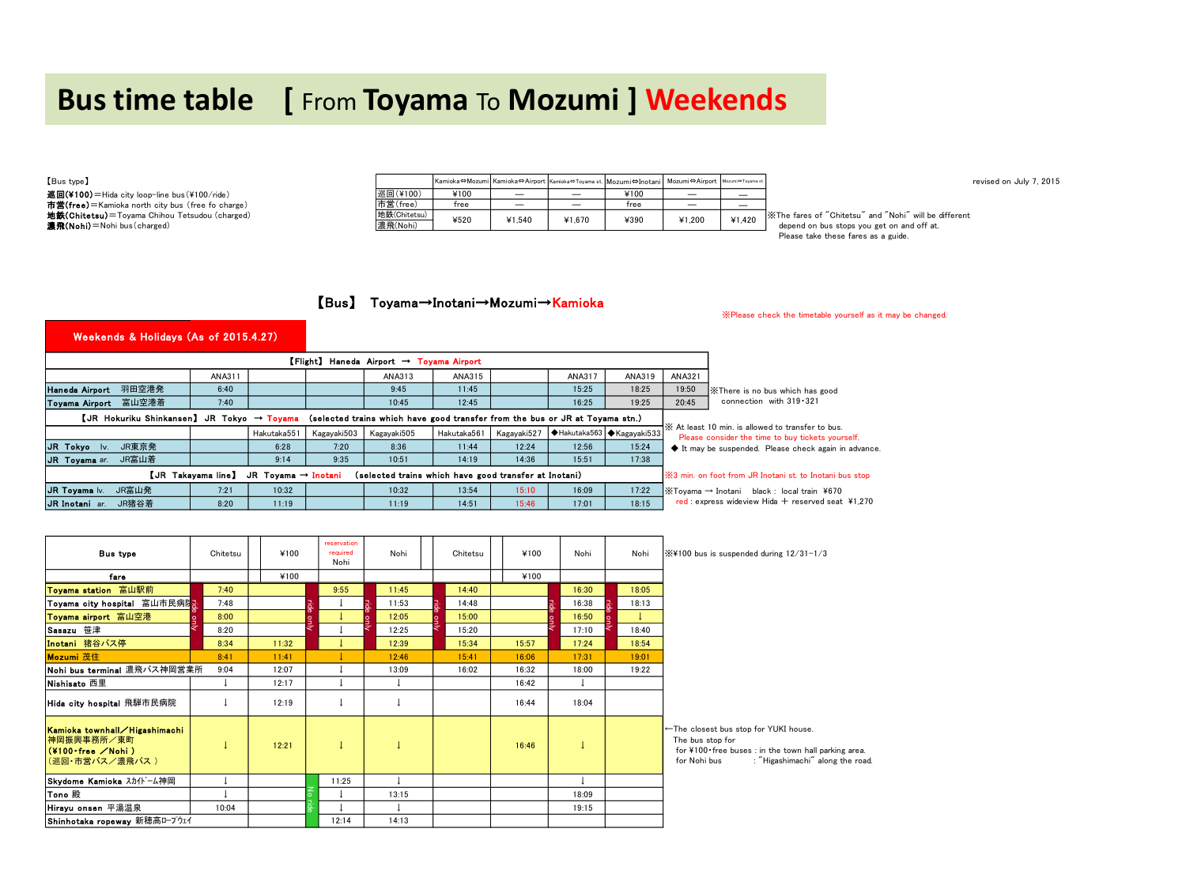# Bus time table [ From Toyama To Mozumi ] Weekends

【Bus type】

巡回(¥100)＝Hida city loop-line bus (¥100/ride)
市営(free)＝Kamioka north city bus (free fo charge)
地鉄(Chitetsu)＝Toyama Chihou Tetsudou (charged)
濃飛(Nohi)＝Nohi bus (charged)

| | Kamioka⇔Mozumi | Kamioka⇔Airport | Kamioka⇔Toyama st. | Mozumi⇔Inotani | Mozumi⇔Airport | Mozumi⇔Toyama st. |
|---|---|---|---|---|---|---|
| 巡回(¥100) | ¥100 | — | — | ¥100 | — | — |
| 市営(free) | free | — | — | free | — | — |
| 地鉄(Chitetsu) / 濃飛(Nohi) | ¥520 | ¥1,540 | ¥1,670 | ¥390 | ¥1,200 | ¥1,420 |

※The fares of "Chitetsu" and "Nohi" will be different depend on bus stops you get on and off at. Please take these fares as a guide.

revised on July 7, 2015

## 【Bus】 Toyama→Inotani→Mozumi→Kamioka

※Please check the timetable yourself as it may be changed.

**Weekends & Holidays (As of 2015.4.27)**

| | | | | | | | | | |
|---|---|---|---|---|---|---|---|---|---|
| **【Flight】 Haneda Airport → Toyama Airport** | | | | | | | | | |
| | ANA311 | | | ANA313 | ANA315 | | ANA317 | ANA319 | ANA321 |
| Haneda Airport 羽田空港発 | 6:40 | | | 9:45 | 11:45 | | 15:25 | 18:25 | 19:50 |
| Toyama Airport 富山空港着 | 7:40 | | | 10:45 | 12:45 | | 16:25 | 19:25 | 20:45 |
| **【JR Hokuriku Shinkansen】 JR Tokyo → Toyama (selected trains which have good transfer from the bus or JR at Toyama stn.)** | | | | | | | | | |
| | | Hakutaka551 | Kagayaki503 | Kagayaki505 | Hakutaka561 | Kagayaki527 | ◆Hakutaka563 | ◆Kagayaki533 | |
| JR Tokyo lv. JR東京発 | | 6:28 | 7:20 | 8:36 | 11:44 | 12:24 | 12:56 | 15:24 | |
| JR Toyama ar. JR富山着 | | 9:14 | 9:35 | 10:51 | 14:19 | 14:36 | 15:51 | 17:38 | |
| **【JR Takayama line】 JR Toyama → Inotani (selected trains which have good transfer at Inotani)** | | | | | | | | | |
| JR Toyama lv. JR富山発 | 7:21 | 10:32 | | 10:32 | 13:54 | 15:10 | 16:09 | 17:22 | |
| JR Inotani ar. JR猪谷着 | 8:20 | 11:19 | | 11:19 | 14:51 | 15:46 | 17:01 | 18:15 | |

※There is no bus which has good connection with 319・321

※ At least 10 min. is allowed to transfer to bus.
Please consider the time to buy tickets yourself.

◆ It may be suspended. Please check again in advance.

※3 min. on foot from JR Inotani st. to Inotani bus stop

※Toyama → Inotani black : local train ¥670
red : express wideview Hida ＋ reserved seat ¥1,270

| Bus type | Chitetsu | ¥100 | reservation required Nohi | Nohi | Chitetsu | ¥100 | Nohi | Nohi |
|---|---|---|---|---|---|---|---|---|
| fare | | ¥100 | | | | ¥100 | | |
| Toyama station 富山駅前 | 7:40 | | 9:55 | 11:45 | 14:40 | | 16:30 | 18:05 |
| Toyama city hospital 富山市民病院 | 7:48 | | ↓ | 11:53 | 14:48 | | 16:38 | 18:13 |
| Toyama airport 富山空港 | 8:00 | | ↓ | 12:05 | 15:00 | | 16:50 | ↓ |
| Sasazu 笹津 | 8:20 | | ↓ | 12:25 | 15:20 | | 17:10 | 18:40 |
| Inotani 猪谷バス停 | 8:34 | 11:32 | ↓ | 12:39 | 15:34 | 15:57 | 17:24 | 18:54 |
| Mozumi 茂住 | 8:41 | 11:41 | ↓ | 12:46 | 15:41 | 16:06 | 17:31 | 19:01 |
| Nohi bus terminal 濃飛バス神岡営業所 | 9:04 | 12:07 | ↓ | 13:09 | 16:02 | 16:32 | 18:00 | 19:22 |
| Nishisato 西里 | ↓ | 12:17 | ↓ | ↓ | | 16:42 | ↓ | |
| Hida city hospital 飛騨市民病院 | ↓ | 12:19 | ↓ | ↓ | | 16:44 | 18:04 | |
| Kamioka townhall／Higashimachi 神岡振興事務所／東町 (¥100・free ／Nohi ) (巡回・市営バス／濃飛バス ) | ↓ | 12:21 | ↓ | ↓ | | 16:46 | ↓ | |
| Skydome Kamioka ｽｶｲﾄﾞｰﾑ神岡 | ↓ | | 11:25 | ↓ | | | ↓ | |
| Tono 殿 | ↓ | | ↓ | 13:15 | | | 18:09 | |
| Hirayu onsen 平湯温泉 | 10:04 | | ↓ | ↓ | | | 19:15 | |
| Shinhotaka ropeway 新穂高ﾛｰﾌﾟｳｪｲ | | | 12:14 | 14:13 | | | | |

(ride only: Toyama city hospital / Toyama airport for Chitetsu, reservation required Nohi, Nohi, Chitetsu, Nohi, Nohi; No ride: Skydome Kamioka – Shinhotaka ropeway for reservation required Nohi)

※¥100 bus is suspended during 12/31-1/3

←The closest bus stop for YUKI house.
The bus stop for
for ¥100・free buses : in the town hall parking area.
for Nohi bus : "Higashimachi" along the road.